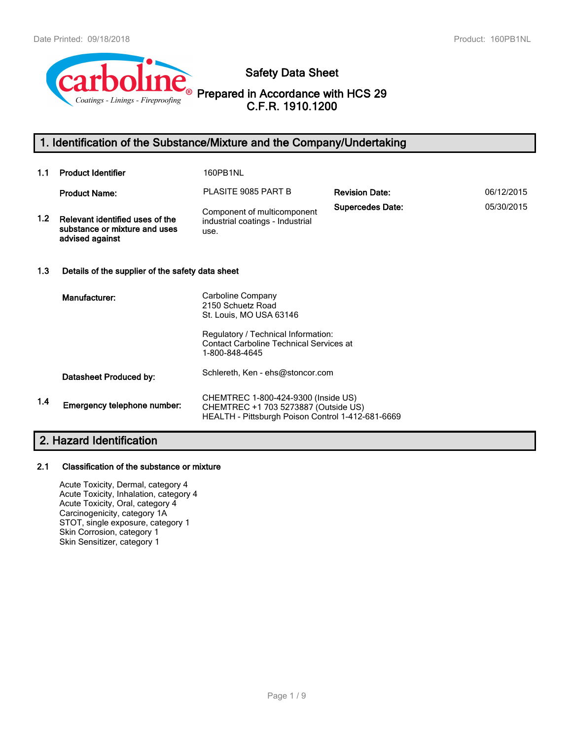# Safety Data Sheet

## Prepared in Accordance with HCS 29 C.F.R. 1910.1200

## 1. Identification of the Substance/Mixture and the Company/Undertaking

**1.1 Product Identifier** 160PB1NL

**Product Name:** PLASITE 9085 PART B

**Revision Date:** 06/12/2015

**Supercedes Date:** 05/30/2015

**1.2 Relevant identified uses of the substance or mixture and uses advised against**

Component of multicomponent industrial coatings - Industrial use.

**1.3 Details of the supplier of the safety data sheet**

**Manufacturer:**

Carboline Company
2150 Schuetz Road
St. Louis, MO USA 63146

Regulatory / Technical Information:
Contact Carboline Technical Services at
1-800-848-4645

**Datasheet Produced by:** Schlereth, Ken - ehs@stoncor.com

**1.4 Emergency telephone number:**

CHEMTREC 1-800-424-9300 (Inside US)
CHEMTREC +1 703 5273887 (Outside US)
HEALTH - Pittsburgh Poison Control 1-412-681-6669

## 2. Hazard Identification

**2.1 Classification of the substance or mixture**

Acute Toxicity, Dermal, category 4
Acute Toxicity, Inhalation, category 4
Acute Toxicity, Oral, category 4
Carcinogenicity, category 1A
STOT, single exposure, category 1
Skin Corrosion, category 1
Skin Sensitizer, category 1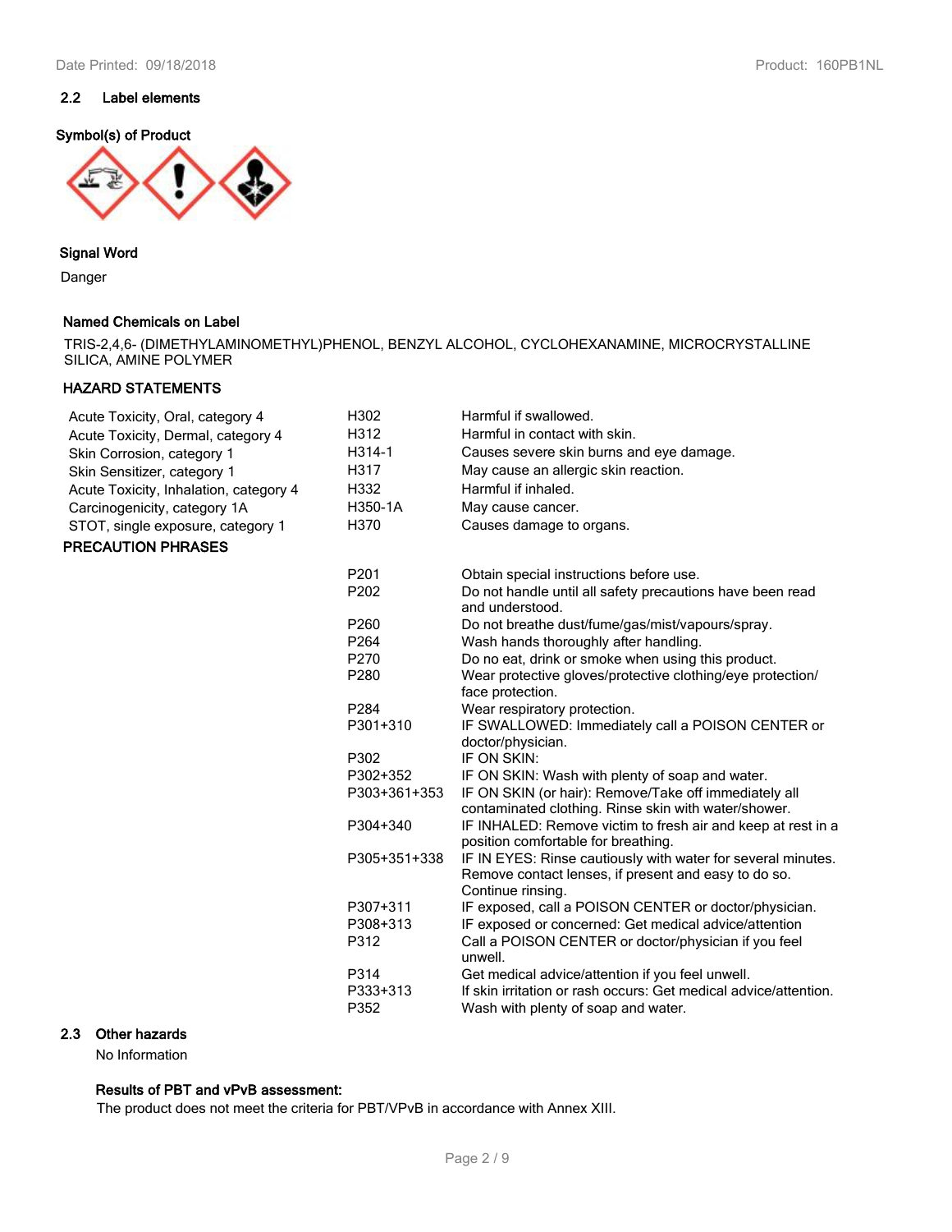## 2.2 Label elements

**Symbol(s) of Product**

**Signal Word**

Danger

**Named Chemicals on Label**

TRIS-2,4,6- (DIMETHYLAMINOMETHYL)PHENOL, BENZYL ALCOHOL, CYCLOHEXANAMINE, MICROCRYSTALLINE SILICA, AMINE POLYMER

**HAZARD STATEMENTS**

| | | |
|---|---|---|
| Acute Toxicity, Oral, category 4 | H302 | Harmful if swallowed. |
| Acute Toxicity, Dermal, category 4 | H312 | Harmful in contact with skin. |
| Skin Corrosion, category 1 | H314-1 | Causes severe skin burns and eye damage. |
| Skin Sensitizer, category 1 | H317 | May cause an allergic skin reaction. |
| Acute Toxicity, Inhalation, category 4 | H332 | Harmful if inhaled. |
| Carcinogenicity, category 1A | H350-1A | May cause cancer. |
| STOT, single exposure, category 1 | H370 | Causes damage to organs. |

**PRECAUTION PHRASES**

| | |
|---|---|
| P201 | Obtain special instructions before use. |
| P202 | Do not handle until all safety precautions have been read and understood. |
| P260 | Do not breathe dust/fume/gas/mist/vapours/spray. |
| P264 | Wash hands thoroughly after handling. |
| P270 | Do no eat, drink or smoke when using this product. |
| P280 | Wear protective gloves/protective clothing/eye protection/ face protection. |
| P284 | Wear respiratory protection. |
| P301+310 | IF SWALLOWED: Immediately call a POISON CENTER or doctor/physician. |
| P302 | IF ON SKIN: |
| P302+352 | IF ON SKIN: Wash with plenty of soap and water. |
| P303+361+353 | IF ON SKIN (or hair): Remove/Take off immediately all contaminated clothing. Rinse skin with water/shower. |
| P304+340 | IF INHALED: Remove victim to fresh air and keep at rest in a position comfortable for breathing. |
| P305+351+338 | IF IN EYES: Rinse cautiously with water for several minutes. Remove contact lenses, if present and easy to do so. Continue rinsing. |
| P307+311 | IF exposed, call a POISON CENTER or doctor/physician. |
| P308+313 | IF exposed or concerned: Get medical advice/attention |
| P312 | Call a POISON CENTER or doctor/physician if you feel unwell. |
| P314 | Get medical advice/attention if you feel unwell. |
| P333+313 | If skin irritation or rash occurs: Get medical advice/attention. |
| P352 | Wash with plenty of soap and water. |

## 2.3 Other hazards

No Information

**Results of PBT and vPvB assessment:**

The product does not meet the criteria for PBT/VPvB in accordance with Annex XIII.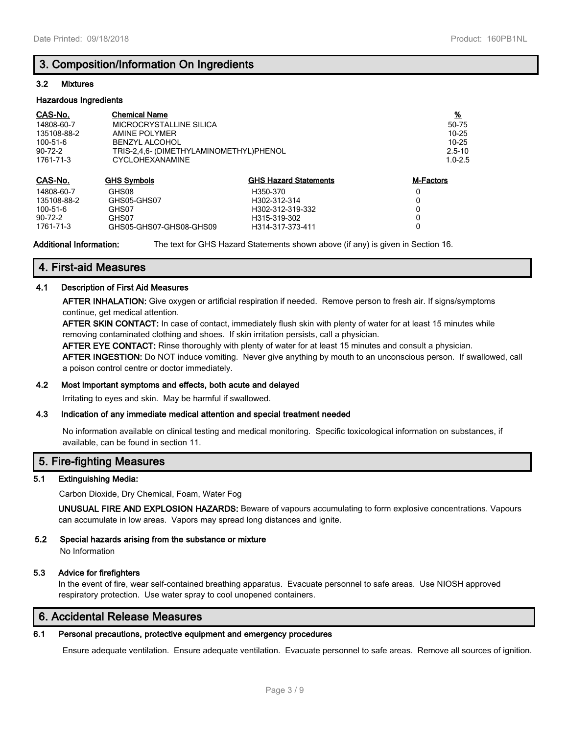## 3. Composition/Information On Ingredients

### 3.2 Mixtures

**Hazardous Ingredients**

| CAS-No. | Chemical Name | % |
|---|---|---|
| 14808-60-7 | MICROCRYSTALLINE SILICA | 50-75 |
| 135108-88-2 | AMINE POLYMER | 10-25 |
| 100-51-6 | BENZYL ALCOHOL | 10-25 |
| 90-72-2 | TRIS-2,4,6- (DIMETHYLAMINOMETHYL)PHENOL | 2.5-10 |
| 1761-71-3 | CYCLOHEXANAMINE | 1.0-2.5 |

| CAS-No. | GHS Symbols | GHS Hazard Statements | M-Factors |
|---|---|---|---|
| 14808-60-7 | GHS08 | H350-370 | 0 |
| 135108-88-2 | GHS05-GHS07 | H302-312-314 | 0 |
| 100-51-6 | GHS07 | H302-312-319-332 | 0 |
| 90-72-2 | GHS07 | H315-319-302 | 0 |
| 1761-71-3 | GHS05-GHS07-GHS08-GHS09 | H314-317-373-411 | 0 |

**Additional Information:** The text for GHS Hazard Statements shown above (if any) is given in Section 16.

## 4. First-aid Measures

### 4.1 Description of First Aid Measures

**AFTER INHALATION:** Give oxygen or artificial respiration if needed. Remove person to fresh air. If signs/symptoms continue, get medical attention.

**AFTER SKIN CONTACT:** In case of contact, immediately flush skin with plenty of water for at least 15 minutes while removing contaminated clothing and shoes. If skin irritation persists, call a physician.

**AFTER EYE CONTACT:** Rinse thoroughly with plenty of water for at least 15 minutes and consult a physician.

**AFTER INGESTION:** Do NOT induce vomiting. Never give anything by mouth to an unconscious person. If swallowed, call a poison control centre or doctor immediately.

### 4.2 Most important symptoms and effects, both acute and delayed

Irritating to eyes and skin. May be harmful if swallowed.

### 4.3 Indication of any immediate medical attention and special treatment needed

No information available on clinical testing and medical monitoring. Specific toxicological information on substances, if available, can be found in section 11.

## 5. Fire-fighting Measures

### 5.1 Extinguishing Media:

Carbon Dioxide, Dry Chemical, Foam, Water Fog

**UNUSUAL FIRE AND EXPLOSION HAZARDS:** Beware of vapours accumulating to form explosive concentrations. Vapours can accumulate in low areas. Vapors may spread long distances and ignite.

### 5.2 Special hazards arising from the substance or mixture

No Information

### 5.3 Advice for firefighters

In the event of fire, wear self-contained breathing apparatus. Evacuate personnel to safe areas. Use NIOSH approved respiratory protection. Use water spray to cool unopened containers.

## 6. Accidental Release Measures

### 6.1 Personal precautions, protective equipment and emergency procedures

Ensure adequate ventilation. Ensure adequate ventilation. Evacuate personnel to safe areas. Remove all sources of ignition.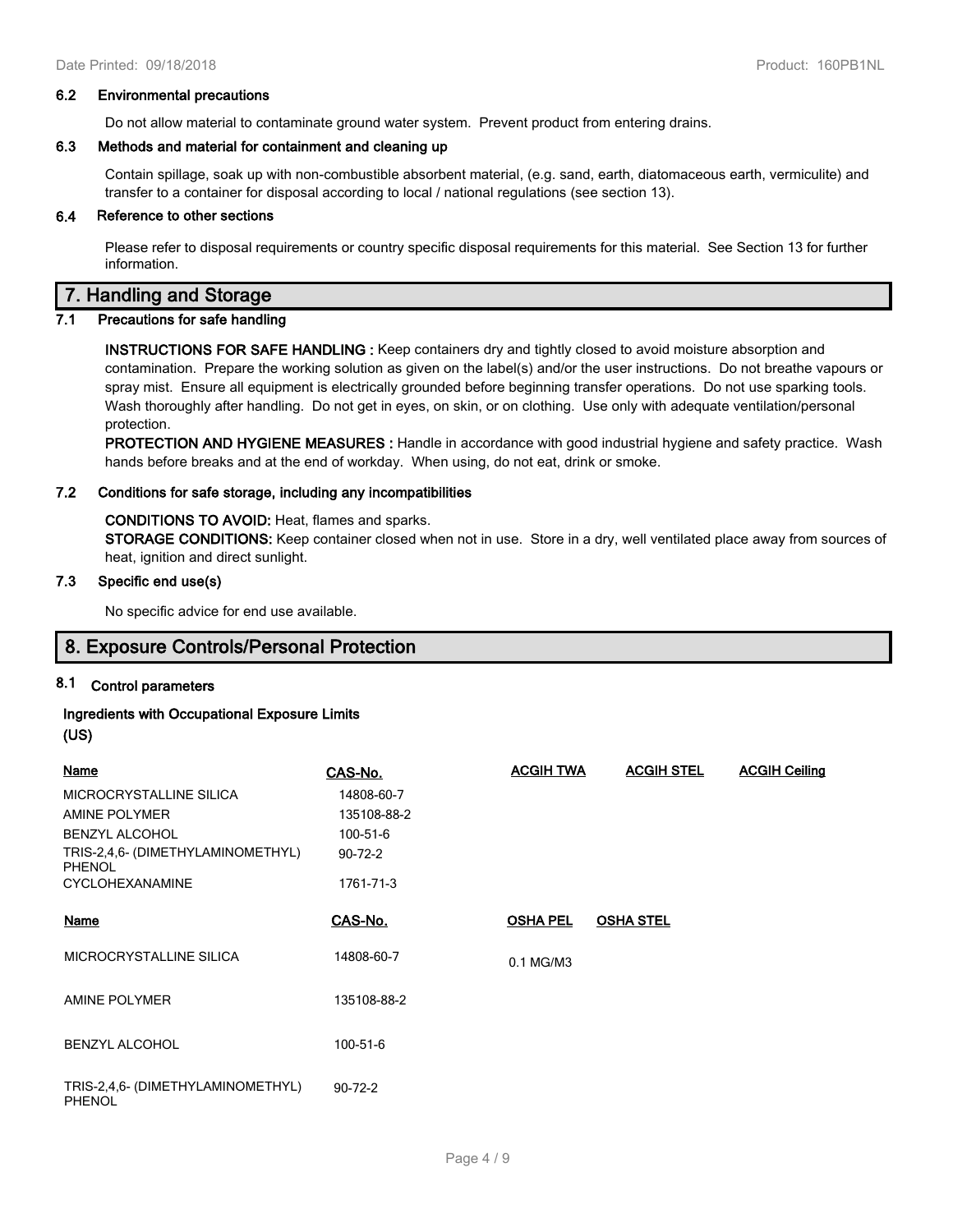### 6.2 Environmental precautions

Do not allow material to contaminate ground water system. Prevent product from entering drains.

### 6.3 Methods and material for containment and cleaning up

Contain spillage, soak up with non-combustible absorbent material, (e.g. sand, earth, diatomaceous earth, vermiculite) and transfer to a container for disposal according to local / national regulations (see section 13).

### 6.4 Reference to other sections

Please refer to disposal requirements or country specific disposal requirements for this material. See Section 13 for further information.

## 7. Handling and Storage

### 7.1 Precautions for safe handling

**INSTRUCTIONS FOR SAFE HANDLING :** Keep containers dry and tightly closed to avoid moisture absorption and contamination. Prepare the working solution as given on the label(s) and/or the user instructions. Do not breathe vapours or spray mist. Ensure all equipment is electrically grounded before beginning transfer operations. Do not use sparking tools. Wash thoroughly after handling. Do not get in eyes, on skin, or on clothing. Use only with adequate ventilation/personal protection.

**PROTECTION AND HYGIENE MEASURES :** Handle in accordance with good industrial hygiene and safety practice. Wash hands before breaks and at the end of workday. When using, do not eat, drink or smoke.

### 7.2 Conditions for safe storage, including any incompatibilities

**CONDITIONS TO AVOID:** Heat, flames and sparks.

**STORAGE CONDITIONS:** Keep container closed when not in use. Store in a dry, well ventilated place away from sources of heat, ignition and direct sunlight.

### 7.3 Specific end use(s)

No specific advice for end use available.

## 8. Exposure Controls/Personal Protection

### 8.1 Control parameters

**Ingredients with Occupational Exposure Limits (US)**

| Name | CAS-No. | ACGIH TWA | ACGIH STEL | ACGIH Ceiling |
|---|---|---|---|---|
| MICROCRYSTALLINE SILICA | 14808-60-7 | | | |
| AMINE POLYMER | 135108-88-2 | | | |
| BENZYL ALCOHOL | 100-51-6 | | | |
| TRIS-2,4,6- (DIMETHYLAMINOMETHYL) PHENOL | 90-72-2 | | | |
| CYCLOHEXANAMINE | 1761-71-3 | | | |

| Name | CAS-No. | OSHA PEL | OSHA STEL |
|---|---|---|---|
| MICROCRYSTALLINE SILICA | 14808-60-7 | 0.1 MG/M3 | |
| AMINE POLYMER | 135108-88-2 | | |
| BENZYL ALCOHOL | 100-51-6 | | |
| TRIS-2,4,6- (DIMETHYLAMINOMETHYL) PHENOL | 90-72-2 | | |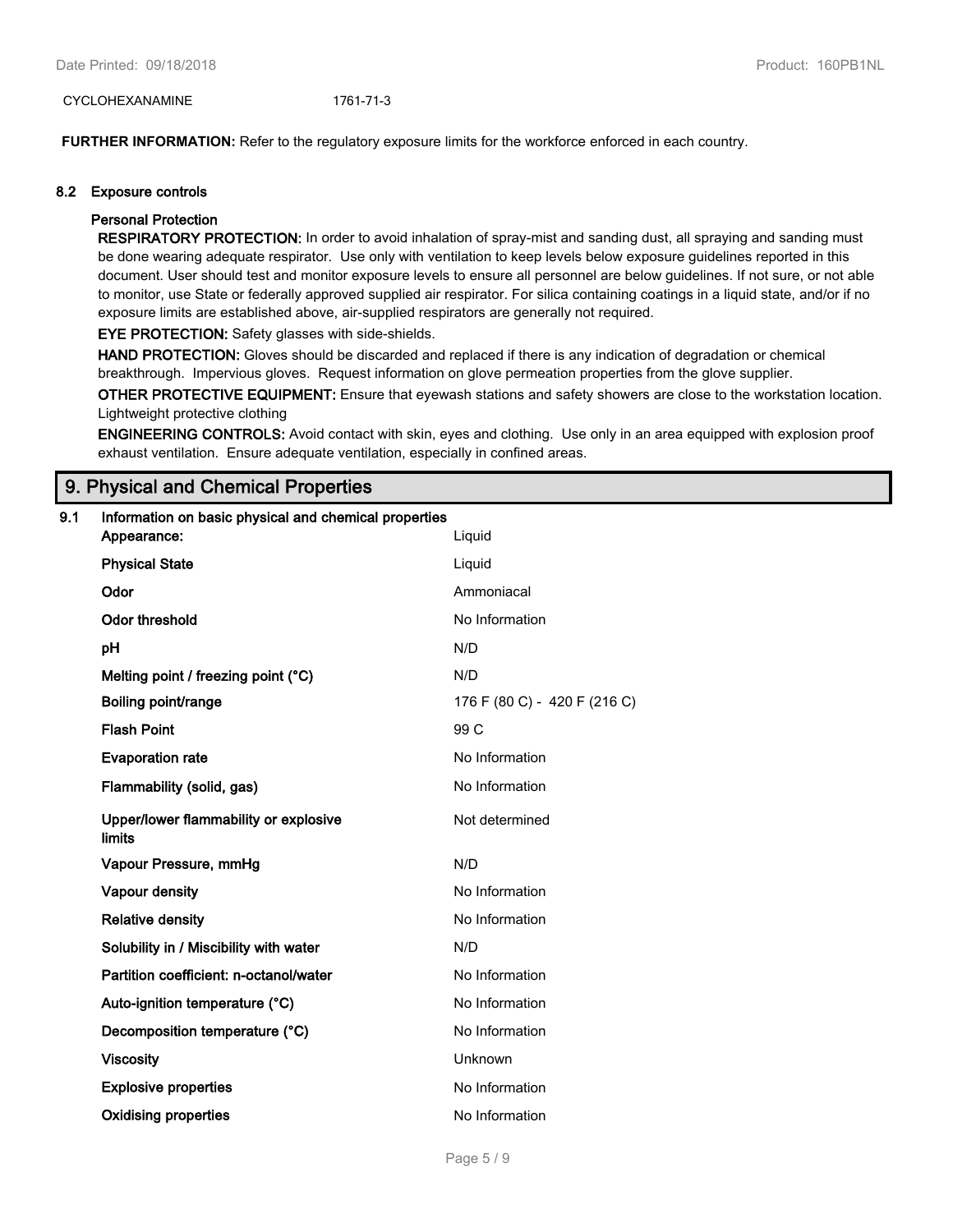| CYCLOHEXANAMINE | 1761-71-3 |
|---|---|

**FURTHER INFORMATION:** Refer to the regulatory exposure limits for the workforce enforced in each country.

### 8.2 Exposure controls

**Personal Protection**

**RESPIRATORY PROTECTION:** In order to avoid inhalation of spray-mist and sanding dust, all spraying and sanding must be done wearing adequate respirator. Use only with ventilation to keep levels below exposure guidelines reported in this document. User should test and monitor exposure levels to ensure all personnel are below guidelines. If not sure, or not able to monitor, use State or federally approved supplied air respirator. For silica containing coatings in a liquid state, and/or if no exposure limits are established above, air-supplied respirators are generally not required.

**EYE PROTECTION:** Safety glasses with side-shields.

**HAND PROTECTION:** Gloves should be discarded and replaced if there is any indication of degradation or chemical breakthrough. Impervious gloves. Request information on glove permeation properties from the glove supplier.

**OTHER PROTECTIVE EQUIPMENT:** Ensure that eyewash stations and safety showers are close to the workstation location. Lightweight protective clothing

**ENGINEERING CONTROLS:** Avoid contact with skin, eyes and clothing. Use only in an area equipped with explosion proof exhaust ventilation. Ensure adequate ventilation, especially in confined areas.

## 9. Physical and Chemical Properties

### 9.1 Information on basic physical and chemical properties

| Property | Value |
|---|---|
| **Appearance:** | Liquid |
| **Physical State** | Liquid |
| **Odor** | Ammoniacal |
| **Odor threshold** | No Information |
| **pH** | N/D |
| **Melting point / freezing point (°C)** | N/D |
| **Boiling point/range** | 176 F (80 C) - 420 F (216 C) |
| **Flash Point** | 99 C |
| **Evaporation rate** | No Information |
| **Flammability (solid, gas)** | No Information |
| **Upper/lower flammability or explosive limits** | Not determined |
| **Vapour Pressure, mmHg** | N/D |
| **Vapour density** | No Information |
| **Relative density** | No Information |
| **Solubility in / Miscibility with water** | N/D |
| **Partition coefficient: n-octanol/water** | No Information |
| **Auto-ignition temperature (°C)** | No Information |
| **Decomposition temperature (°C)** | No Information |
| **Viscosity** | Unknown |
| **Explosive properties** | No Information |
| **Oxidising properties** | No Information |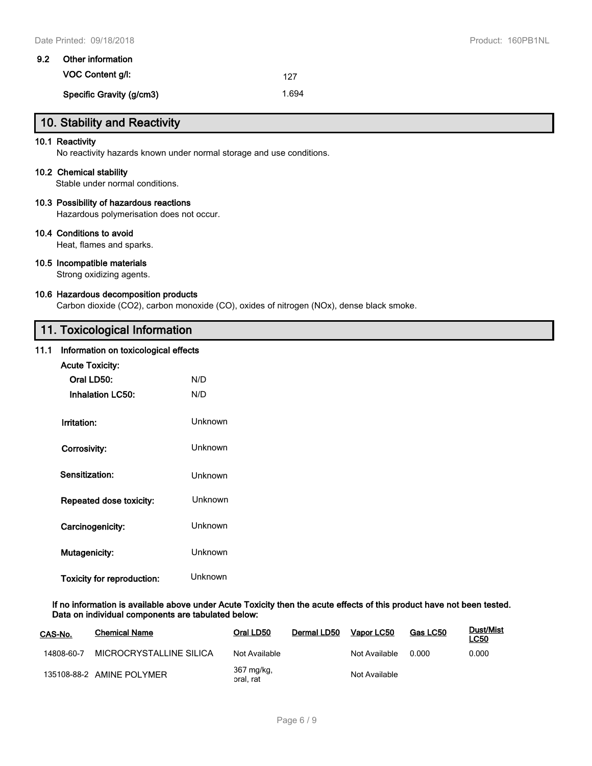**9.2 Other information**

**VOC Content g/l:** 127

**Specific Gravity (g/cm3)** 1.694

## 10. Stability and Reactivity

**10.1 Reactivity**

No reactivity hazards known under normal storage and use conditions.

**10.2 Chemical stability**

Stable under normal conditions.

**10.3 Possibility of hazardous reactions**

Hazardous polymerisation does not occur.

**10.4 Conditions to avoid**

Heat, flames and sparks.

**10.5 Incompatible materials**

Strong oxidizing agents.

**10.6 Hazardous decomposition products**

Carbon dioxide ($CO_2$), carbon monoxide (CO), oxides of nitrogen (NOx), dense black smoke.

## 11. Toxicological Information

**11.1 Information on toxicological effects**

**Acute Toxicity:**

**Oral LD50:** N/D

**Inhalation LC50:** N/D

**Irritation:** Unknown

**Corrosivity:** Unknown

**Sensitization:** Unknown

**Repeated dose toxicity:** Unknown

**Carcinogenicity:** Unknown

**Mutagenicity:** Unknown

**Toxicity for reproduction:** Unknown

**If no information is available above under Acute Toxicity then the acute effects of this product have not been tested. Data on individual components are tabulated below:**

| CAS-No. | Chemical Name | Oral LD50 | Dermal LD50 | Vapor LC50 | Gas LC50 | Dust/Mist LC50 |
|---|---|---|---|---|---|---|
| 14808-60-7 | MICROCRYSTALLINE SILICA | Not Available | | Not Available | 0.000 | 0.000 |
| 135108-88-2 | AMINE POLYMER | 367 mg/kg, oral, rat | | Not Available | | |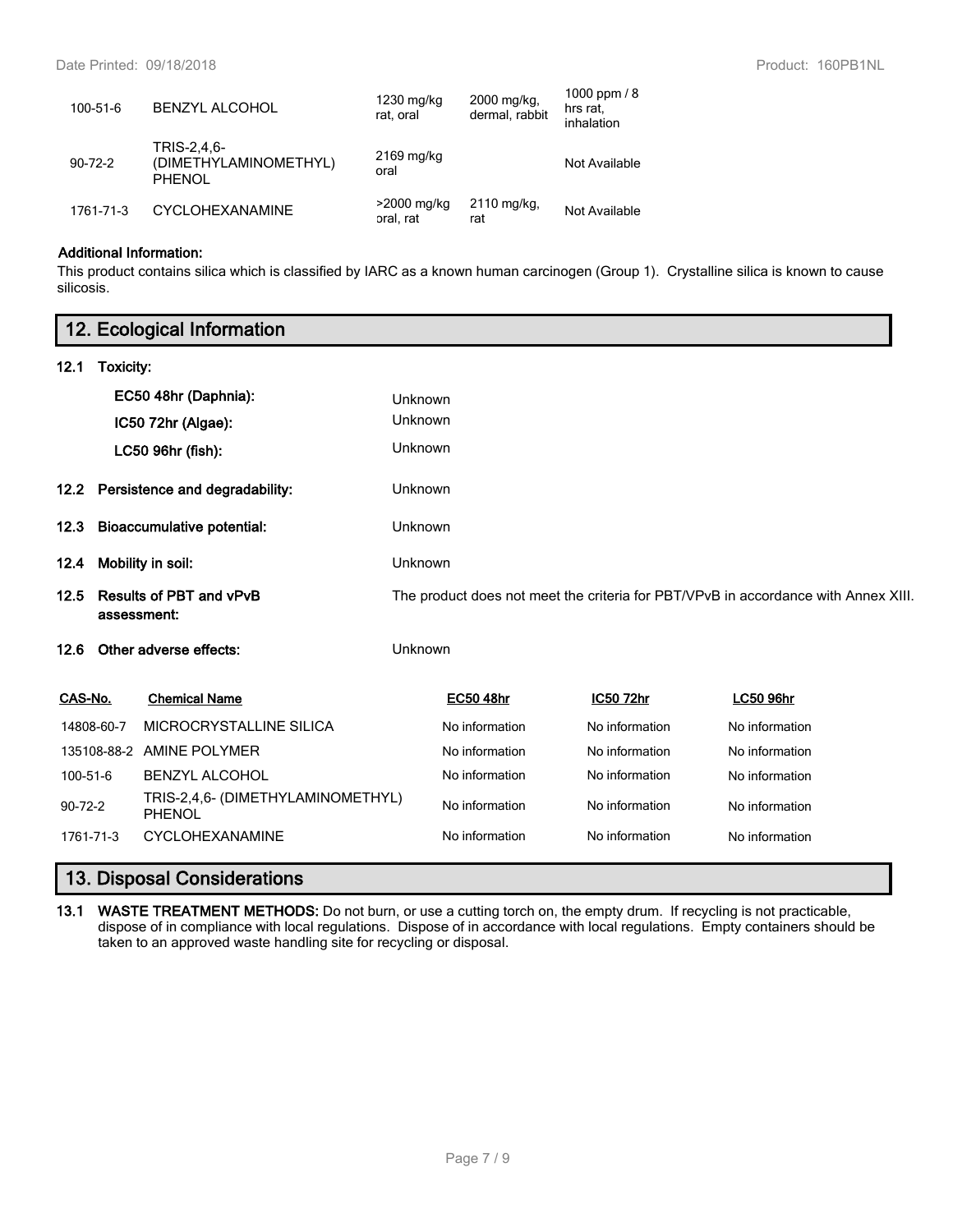| | | | | |
|---|---|---|---|---|
| 100-51-6 | BENZYL ALCOHOL | 1230 mg/kg rat, oral | 2000 mg/kg, dermal, rabbit | 1000 ppm / 8 hrs rat, inhalation |
| 90-72-2 | TRIS-2,4,6-(DIMETHYLAMINOMETHYL) PHENOL | 2169 mg/kg oral | | Not Available |
| 1761-71-3 | CYCLOHEXANAMINE | >2000 mg/kg oral, rat | 2110 mg/kg, rat | Not Available |

**Additional Information:**
This product contains silica which is classified by IARC as a known human carcinogen (Group 1). Crystalline silica is known to cause silicosis.

## 12. Ecological Information

**12.1 Toxicity:**

**EC50 48hr (Daphnia):** Unknown

**IC50 72hr (Algae):** Unknown

**LC50 96hr (fish):** Unknown

**12.2 Persistence and degradability:** Unknown

**12.3 Bioaccumulative potential:** Unknown

**12.4 Mobility in soil:** Unknown

**12.5 Results of PBT and vPvB assessment:** The product does not meet the criteria for PBT/VPvB in accordance with Annex XIII.

**12.6 Other adverse effects:** Unknown

| CAS-No. | Chemical Name | EC50 48hr | IC50 72hr | LC50 96hr |
|---|---|---|---|---|
| 14808-60-7 | MICROCRYSTALLINE SILICA | No information | No information | No information |
| 135108-88-2 | AMINE POLYMER | No information | No information | No information |
| 100-51-6 | BENZYL ALCOHOL | No information | No information | No information |
| 90-72-2 | TRIS-2,4,6- (DIMETHYLAMINOMETHYL) PHENOL | No information | No information | No information |
| 1761-71-3 | CYCLOHEXANAMINE | No information | No information | No information |

## 13. Disposal Considerations

**13.1 WASTE TREATMENT METHODS:** Do not burn, or use a cutting torch on, the empty drum. If recycling is not practicable, dispose of in compliance with local regulations. Dispose of in accordance with local regulations. Empty containers should be taken to an approved waste handling site for recycling or disposal.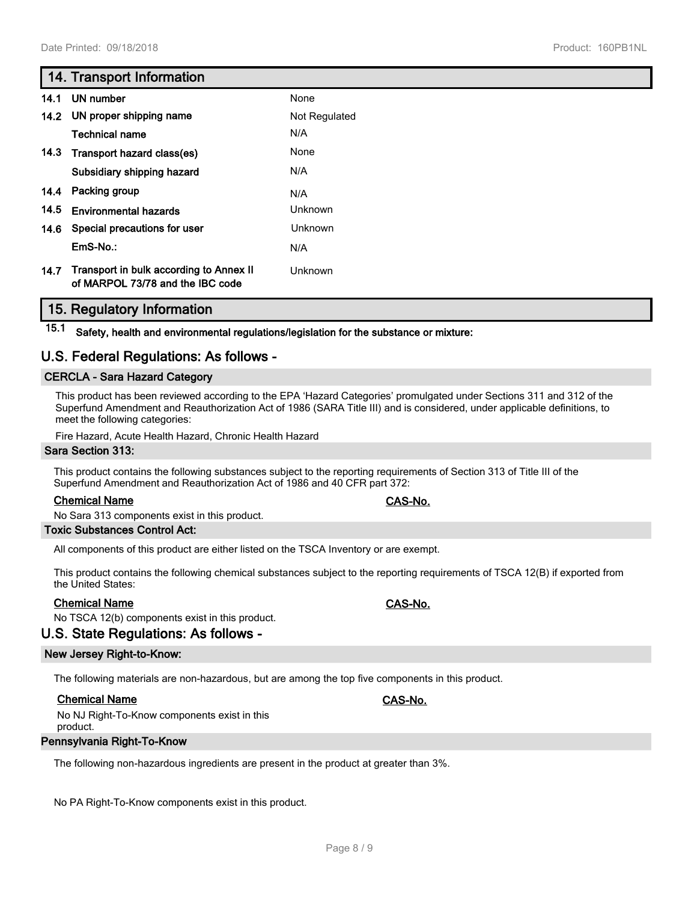## 14. Transport Information

| | | |
|---|---|---|
| 14.1 | UN number | None |
| 14.2 | UN proper shipping name | Not Regulated |
| | Technical name | N/A |
| 14.3 | Transport hazard class(es) | None |
| | Subsidiary shipping hazard | N/A |
| 14.4 | Packing group | N/A |
| 14.5 | Environmental hazards | Unknown |
| 14.6 | Special precautions for user | Unknown |
| | EmS-No.: | N/A |
| 14.7 | Transport in bulk according to Annex II of MARPOL 73/78 and the IBC code | Unknown |

## 15. Regulatory Information

**15.1 Safety, health and environmental regulations/legislation for the substance or mixture:**

## U.S. Federal Regulations: As follows -

### CERCLA - Sara Hazard Category

This product has been reviewed according to the EPA 'Hazard Categories' promulgated under Sections 311 and 312 of the Superfund Amendment and Reauthorization Act of 1986 (SARA Title III) and is considered, under applicable definitions, to meet the following categories:

Fire Hazard, Acute Health Hazard, Chronic Health Hazard

### Sara Section 313:

This product contains the following substances subject to the reporting requirements of Section 313 of Title III of the Superfund Amendment and Reauthorization Act of 1986 and 40 CFR part 372:

| Chemical Name | CAS-No. |
|---|---|
| No Sara 313 components exist in this product. | |

### Toxic Substances Control Act:

All components of this product are either listed on the TSCA Inventory or are exempt.

This product contains the following chemical substances subject to the reporting requirements of TSCA 12(B) if exported from the United States:

| Chemical Name | CAS-No. |
|---|---|
| No TSCA 12(b) components exist in this product. | |

## U.S. State Regulations: As follows -

### New Jersey Right-to-Know:

The following materials are non-hazardous, but are among the top five components in this product.

| Chemical Name | CAS-No. |
|---|---|
| No NJ Right-To-Know components exist in this product. | |

### Pennsylvania Right-To-Know

The following non-hazardous ingredients are present in the product at greater than 3%.

No PA Right-To-Know components exist in this product.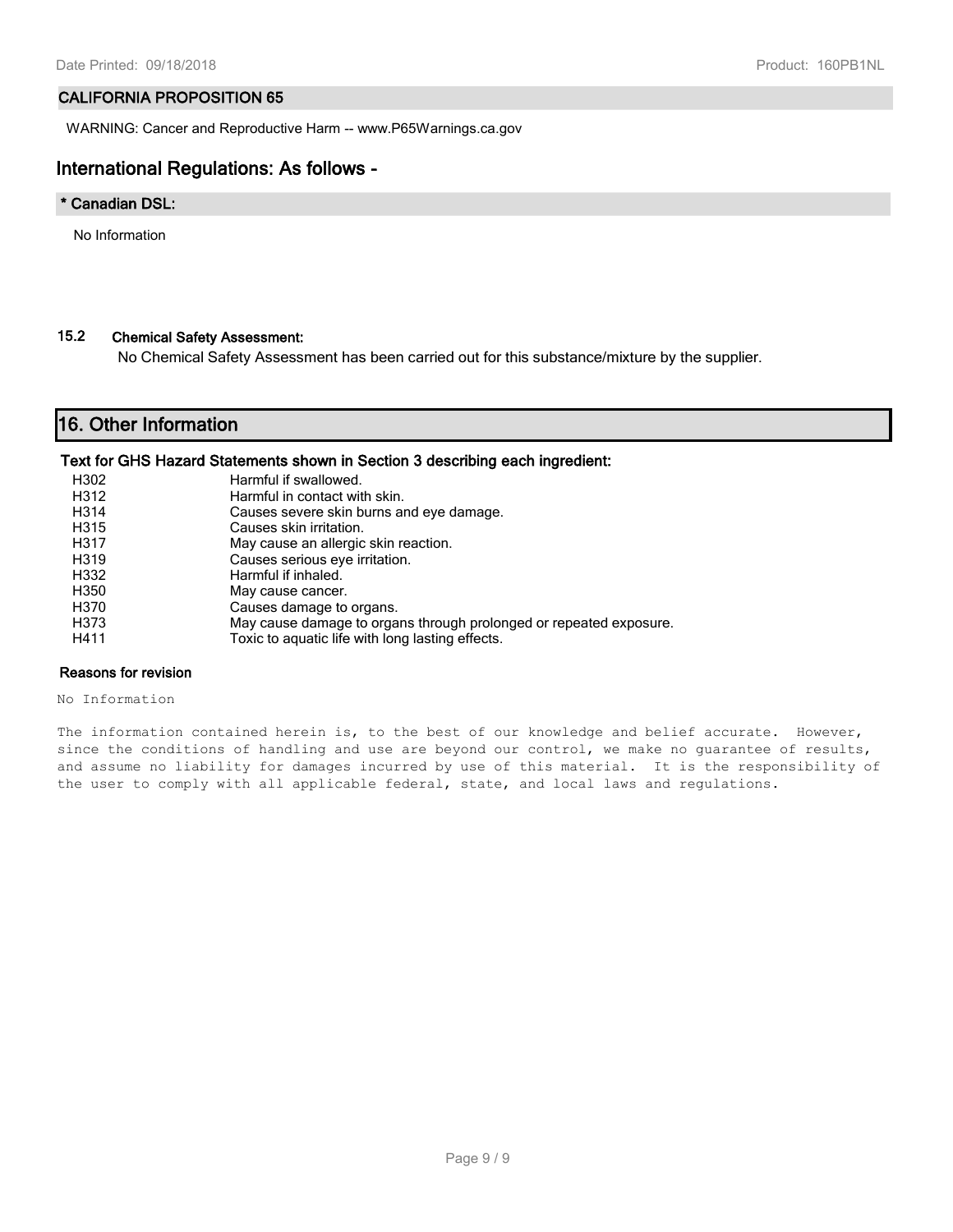### CALIFORNIA PROPOSITION 65

WARNING: Cancer and Reproductive Harm -- www.P65Warnings.ca.gov

## International Regulations: As follows -

### * Canadian DSL:

No Information

### 15.2 Chemical Safety Assessment:

No Chemical Safety Assessment has been carried out for this substance/mixture by the supplier.

## 16. Other Information

### Text for GHS Hazard Statements shown in Section 3 describing each ingredient:

| | |
|---|---|
| H302 | Harmful if swallowed. |
| H312 | Harmful in contact with skin. |
| H314 | Causes severe skin burns and eye damage. |
| H315 | Causes skin irritation. |
| H317 | May cause an allergic skin reaction. |
| H319 | Causes serious eye irritation. |
| H332 | Harmful if inhaled. |
| H350 | May cause cancer. |
| H370 | Causes damage to organs. |
| H373 | May cause damage to organs through prolonged or repeated exposure. |
| H411 | Toxic to aquatic life with long lasting effects. |

### Reasons for revision

No Information

The information contained herein is, to the best of our knowledge and belief accurate. However, since the conditions of handling and use are beyond our control, we make no guarantee of results, and assume no liability for damages incurred by use of this material. It is the responsibility of the user to comply with all applicable federal, state, and local laws and regulations.